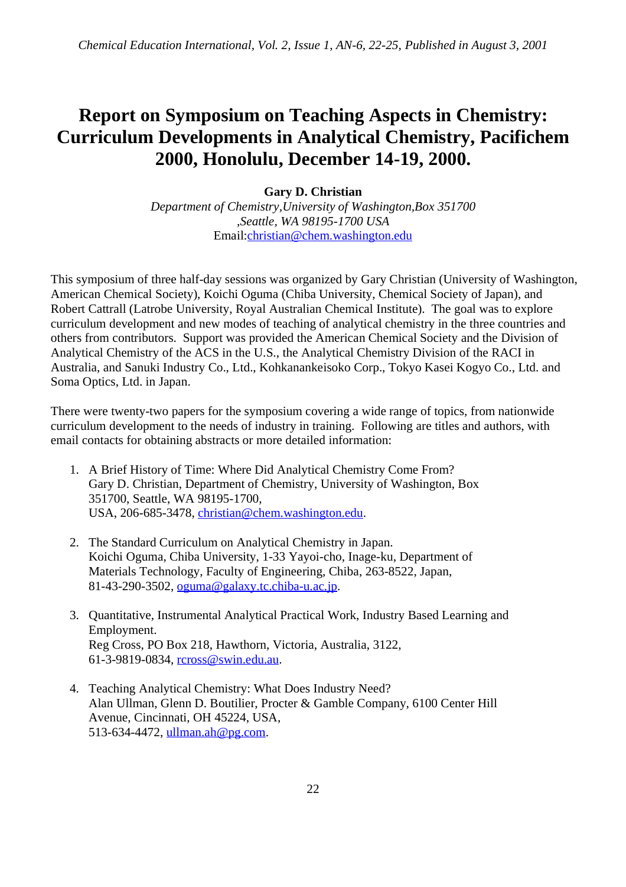# Report on Symposium on Teaching Aspects in Chemistry: Curriculum Developments in Analytical Chemistry, Pacifichem 2000, Honolulu, December 14-19, 2000.

**Gary D. Christian**

*Department of Chemistry,University of Washington,Box 351700 ,Seattle, WA 98195-1700 USA*

Email:christian@chem.washington.edu

This symposium of three half-day sessions was organized by Gary Christian (University of Washington, American Chemical Society), Koichi Oguma (Chiba University, Chemical Society of Japan), and Robert Cattrall (Latrobe University, Royal Australian Chemical Institute). The goal was to explore curriculum development and new modes of teaching of analytical chemistry in the three countries and others from contributors. Support was provided the American Chemical Society and the Division of Analytical Chemistry of the ACS in the U.S., the Analytical Chemistry Division of the RACI in Australia, and Sanuki Industry Co., Ltd., Kohkanankeisoko Corp., Tokyo Kasei Kogyo Co., Ltd. and Soma Optics, Ltd. in Japan.

There were twenty-two papers for the symposium covering a wide range of topics, from nationwide curriculum development to the needs of industry in training. Following are titles and authors, with email contacts for obtaining abstracts or more detailed information:

1. A Brief History of Time: Where Did Analytical Chemistry Come From?
   Gary D. Christian, Department of Chemistry, University of Washington, Box 351700, Seattle, WA 98195-1700,
   USA, 206-685-3478, christian@chem.washington.edu.

2. The Standard Curriculum on Analytical Chemistry in Japan.
   Koichi Oguma, Chiba University, 1-33 Yayoi-cho, Inage-ku, Department of Materials Technology, Faculty of Engineering, Chiba, 263-8522, Japan,
   81-43-290-3502, oguma@galaxy.tc.chiba-u.ac.jp.

3. Quantitative, Instrumental Analytical Practical Work, Industry Based Learning and Employment.
   Reg Cross, PO Box 218, Hawthorn, Victoria, Australia, 3122,
   61-3-9819-0834, rcross@swin.edu.au.

4. Teaching Analytical Chemistry: What Does Industry Need?
   Alan Ullman, Glenn D. Boutilier, Procter & Gamble Company, 6100 Center Hill Avenue, Cincinnati, OH 45224, USA,
   513-634-4472, ullman.ah@pg.com.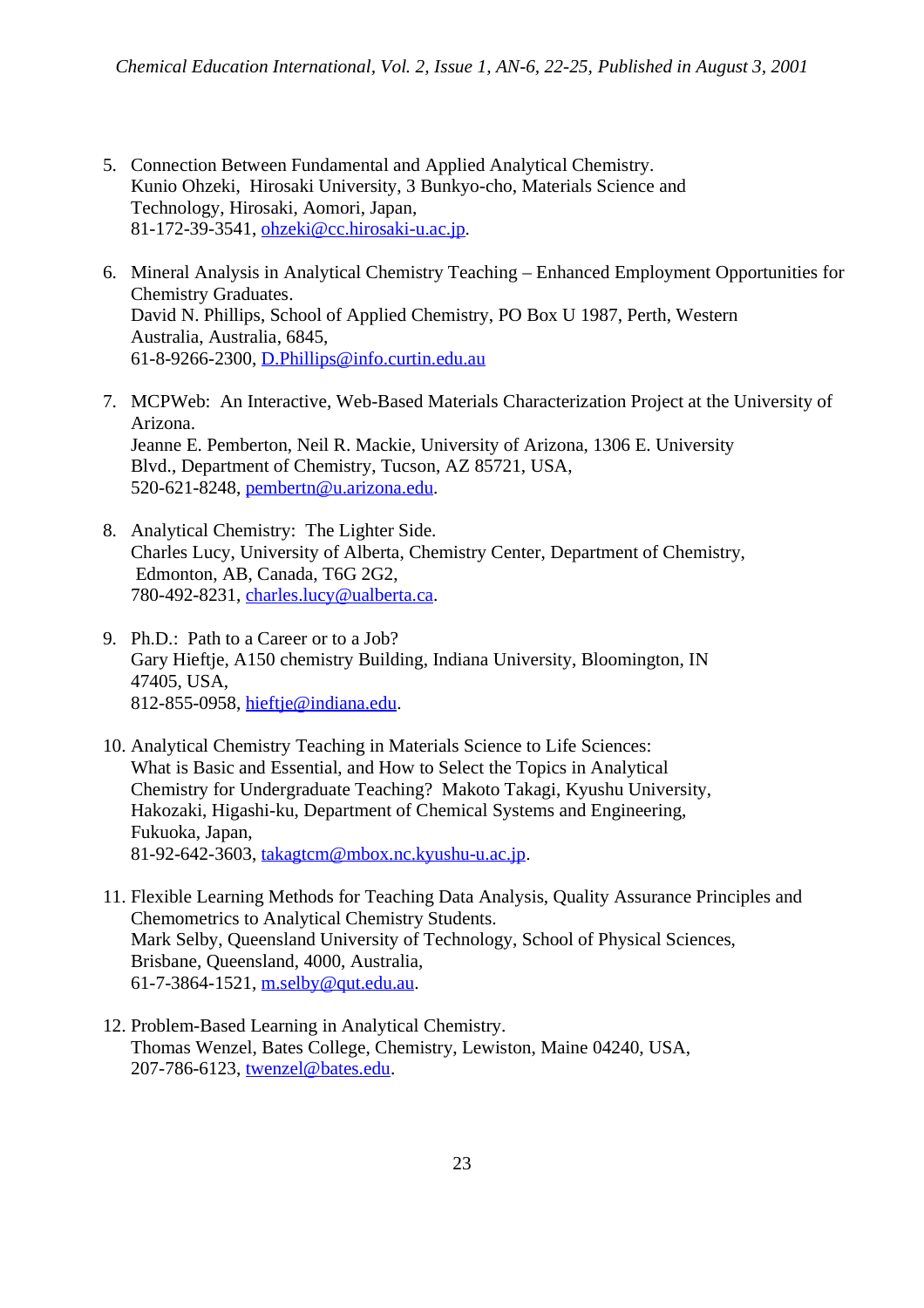5. Connection Between Fundamental and Applied Analytical Chemistry.
   Kunio Ohzeki, Hirosaki University, 3 Bunkyo-cho, Materials Science and Technology, Hirosaki, Aomori, Japan,
   81-172-39-3541, ohzeki@cc.hirosaki-u.ac.jp.

6. Mineral Analysis in Analytical Chemistry Teaching – Enhanced Employment Opportunities for Chemistry Graduates.
   David N. Phillips, School of Applied Chemistry, PO Box U 1987, Perth, Western Australia, Australia, 6845,
   61-8-9266-2300, D.Phillips@info.curtin.edu.au

7. MCPWeb: An Interactive, Web-Based Materials Characterization Project at the University of Arizona.
   Jeanne E. Pemberton, Neil R. Mackie, University of Arizona, 1306 E. University Blvd., Department of Chemistry, Tucson, AZ 85721, USA,
   520-621-8248, pembertn@u.arizona.edu.

8. Analytical Chemistry: The Lighter Side.
   Charles Lucy, University of Alberta, Chemistry Center, Department of Chemistry, Edmonton, AB, Canada, T6G 2G2,
   780-492-8231, charles.lucy@ualberta.ca.

9. Ph.D.: Path to a Career or to a Job?
   Gary Hieftje, A150 chemistry Building, Indiana University, Bloomington, IN 47405, USA,
   812-855-0958, hieftje@indiana.edu.

10. Analytical Chemistry Teaching in Materials Science to Life Sciences: What is Basic and Essential, and How to Select the Topics in Analytical Chemistry for Undergraduate Teaching? Makoto Takagi, Kyushu University, Hakozaki, Higashi-ku, Department of Chemical Systems and Engineering, Fukuoka, Japan,
    81-92-642-3603, takagtcm@mbox.nc.kyushu-u.ac.jp.

11. Flexible Learning Methods for Teaching Data Analysis, Quality Assurance Principles and Chemometrics to Analytical Chemistry Students.
    Mark Selby, Queensland University of Technology, School of Physical Sciences, Brisbane, Queensland, 4000, Australia,
    61-7-3864-1521, m.selby@qut.edu.au.

12. Problem-Based Learning in Analytical Chemistry.
    Thomas Wenzel, Bates College, Chemistry, Lewiston, Maine 04240, USA,
    207-786-6123, twenzel@bates.edu.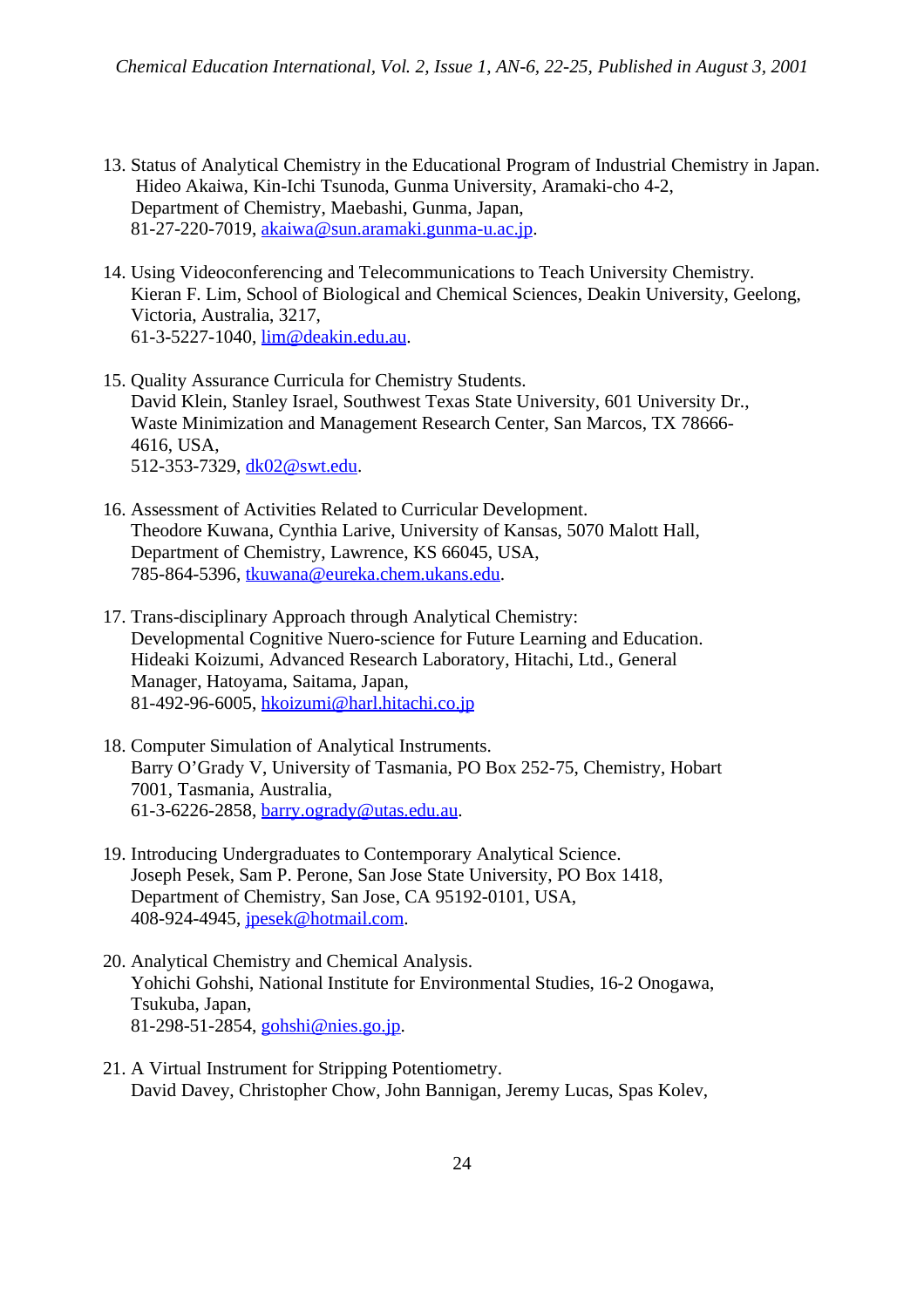13. Status of Analytical Chemistry in the Educational Program of Industrial Chemistry in Japan.
    Hideo Akaiwa, Kin-Ichi Tsunoda, Gunma University, Aramaki-cho 4-2,
    Department of Chemistry, Maebashi, Gunma, Japan,
    81-27-220-7019, akaiwa@sun.aramaki.gunma-u.ac.jp.

14. Using Videoconferencing and Telecommunications to Teach University Chemistry.
    Kieran F. Lim, School of Biological and Chemical Sciences, Deakin University, Geelong,
    Victoria, Australia, 3217,
    61-3-5227-1040, lim@deakin.edu.au.

15. Quality Assurance Curricula for Chemistry Students.
    David Klein, Stanley Israel, Southwest Texas State University, 601 University Dr.,
    Waste Minimization and Management Research Center, San Marcos, TX 78666-4616, USA,
    512-353-7329, dk02@swt.edu.

16. Assessment of Activities Related to Curricular Development.
    Theodore Kuwana, Cynthia Larive, University of Kansas, 5070 Malott Hall,
    Department of Chemistry, Lawrence, KS 66045, USA,
    785-864-5396, tkuwana@eureka.chem.ukans.edu.

17. Trans-disciplinary Approach through Analytical Chemistry:
    Developmental Cognitive Nuero-science for Future Learning and Education.
    Hideaki Koizumi, Advanced Research Laboratory, Hitachi, Ltd., General
    Manager, Hatoyama, Saitama, Japan,
    81-492-96-6005, hkoizumi@harl.hitachi.co.jp

18. Computer Simulation of Analytical Instruments.
    Barry O'Grady V, University of Tasmania, PO Box 252-75, Chemistry, Hobart
    7001, Tasmania, Australia,
    61-3-6226-2858, barry.ogrady@utas.edu.au.

19. Introducing Undergraduates to Contemporary Analytical Science.
    Joseph Pesek, Sam P. Perone, San Jose State University, PO Box 1418,
    Department of Chemistry, San Jose, CA 95192-0101, USA,
    408-924-4945, jpesek@hotmail.com.

20. Analytical Chemistry and Chemical Analysis.
    Yohichi Gohshi, National Institute for Environmental Studies, 16-2 Onogawa,
    Tsukuba, Japan,
    81-298-51-2854, gohshi@nies.go.jp.

21. A Virtual Instrument for Stripping Potentiometry.
    David Davey, Christopher Chow, John Bannigan, Jeremy Lucas, Spas Kolev,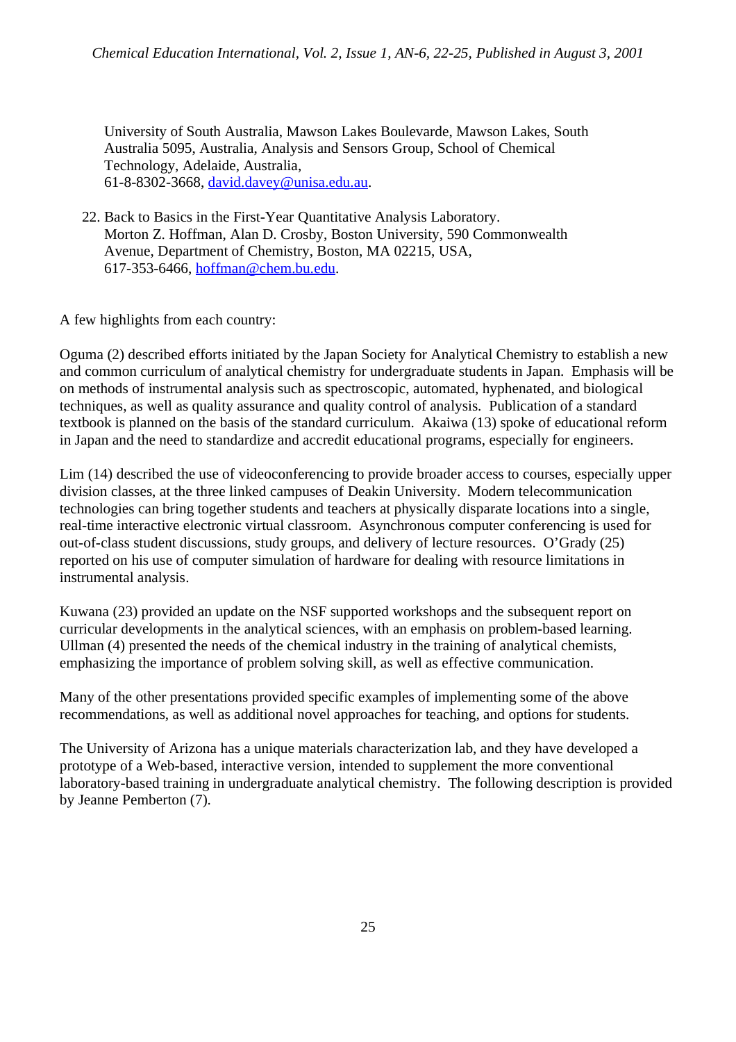University of South Australia, Mawson Lakes Boulevarde, Mawson Lakes, South Australia 5095, Australia, Analysis and Sensors Group, School of Chemical Technology, Adelaide, Australia,
61-8-8302-3668, david.davey@unisa.edu.au.

22. Back to Basics in the First-Year Quantitative Analysis Laboratory.
    Morton Z. Hoffman, Alan D. Crosby, Boston University, 590 Commonwealth Avenue, Department of Chemistry, Boston, MA 02215, USA,
    617-353-6466, hoffman@chem.bu.edu.

A few highlights from each country:

Oguma (2) described efforts initiated by the Japan Society for Analytical Chemistry to establish a new and common curriculum of analytical chemistry for undergraduate students in Japan. Emphasis will be on methods of instrumental analysis such as spectroscopic, automated, hyphenated, and biological techniques, as well as quality assurance and quality control of analysis. Publication of a standard textbook is planned on the basis of the standard curriculum. Akaiwa (13) spoke of educational reform in Japan and the need to standardize and accredit educational programs, especially for engineers.

Lim (14) described the use of videoconferencing to provide broader access to courses, especially upper division classes, at the three linked campuses of Deakin University. Modern telecommunication technologies can bring together students and teachers at physically disparate locations into a single, real-time interactive electronic virtual classroom. Asynchronous computer conferencing is used for out-of-class student discussions, study groups, and delivery of lecture resources. O'Grady (25) reported on his use of computer simulation of hardware for dealing with resource limitations in instrumental analysis.

Kuwana (23) provided an update on the NSF supported workshops and the subsequent report on curricular developments in the analytical sciences, with an emphasis on problem-based learning. Ullman (4) presented the needs of the chemical industry in the training of analytical chemists, emphasizing the importance of problem solving skill, as well as effective communication.

Many of the other presentations provided specific examples of implementing some of the above recommendations, as well as additional novel approaches for teaching, and options for students.

The University of Arizona has a unique materials characterization lab, and they have developed a prototype of a Web-based, interactive version, intended to supplement the more conventional laboratory-based training in undergraduate analytical chemistry. The following description is provided by Jeanne Pemberton (7).